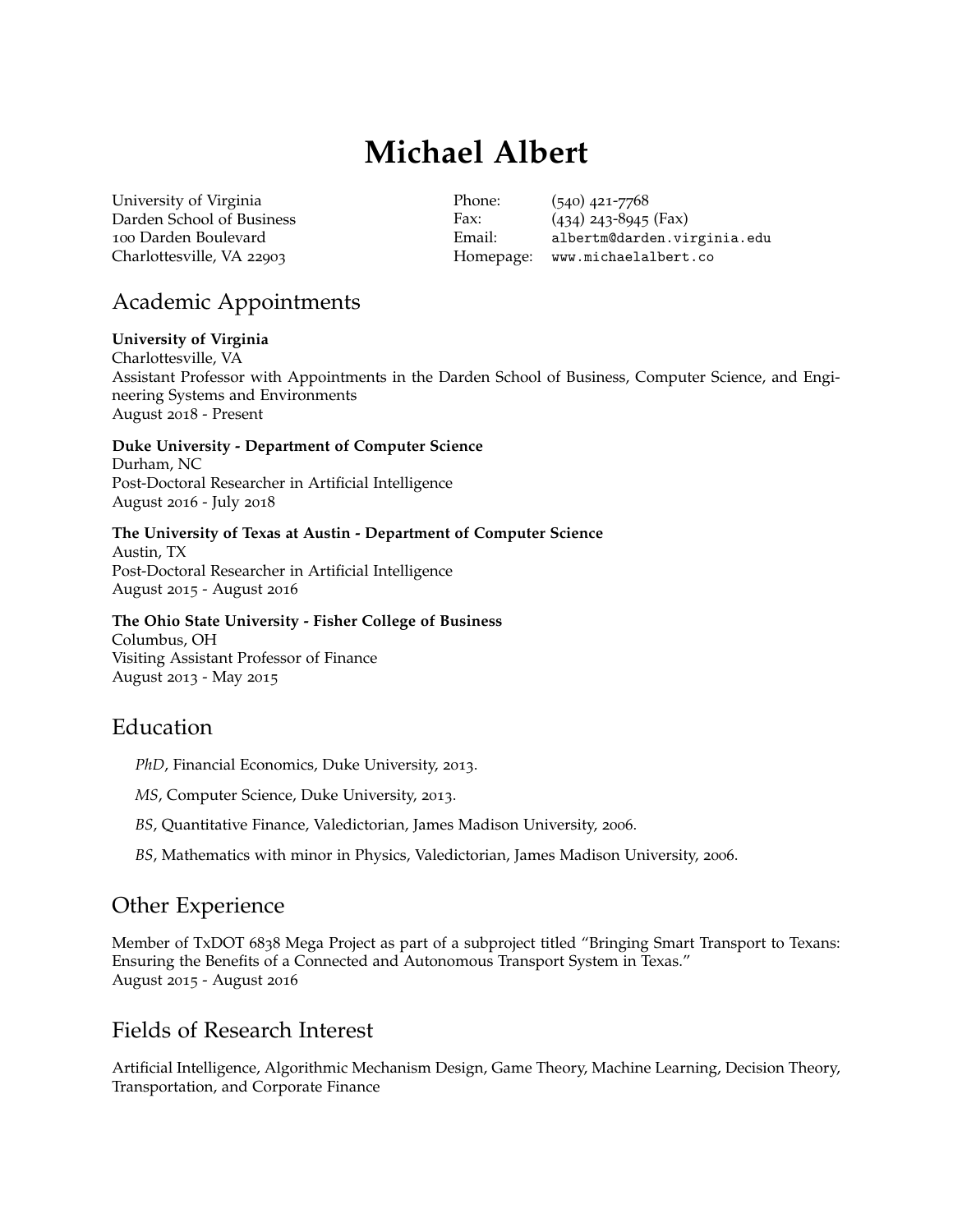# Michael Albert

University of Virginia
Darden School of Business
100 Darden Boulevard
Charlottesville, VA 22903

Phone: (540) 421-7768
Fax: (434) 243-8945 (Fax)
Email: `albertm@darden.virginia.edu`
Homepage: `www.michaelalbert.co`

## Academic Appointments

**University of Virginia**
Charlottesville, VA
Assistant Professor with Appointments in the Darden School of Business, Computer Science, and Engineering Systems and Environments
August 2018 - Present

**Duke University - Department of Computer Science**
Durham, NC
Post-Doctoral Researcher in Artificial Intelligence
August 2016 - July 2018

**The University of Texas at Austin - Department of Computer Science**
Austin, TX
Post-Doctoral Researcher in Artificial Intelligence
August 2015 - August 2016

**The Ohio State University - Fisher College of Business**
Columbus, OH
Visiting Assistant Professor of Finance
August 2013 - May 2015

## Education

*PhD*, Financial Economics, Duke University, 2013.

*MS*, Computer Science, Duke University, 2013.

*BS*, Quantitative Finance, Valedictorian, James Madison University, 2006.

*BS*, Mathematics with minor in Physics, Valedictorian, James Madison University, 2006.

## Other Experience

Member of TxDOT 6838 Mega Project as part of a subproject titled "Bringing Smart Transport to Texans: Ensuring the Benefits of a Connected and Autonomous Transport System in Texas."
August 2015 - August 2016

## Fields of Research Interest

Artificial Intelligence, Algorithmic Mechanism Design, Game Theory, Machine Learning, Decision Theory, Transportation, and Corporate Finance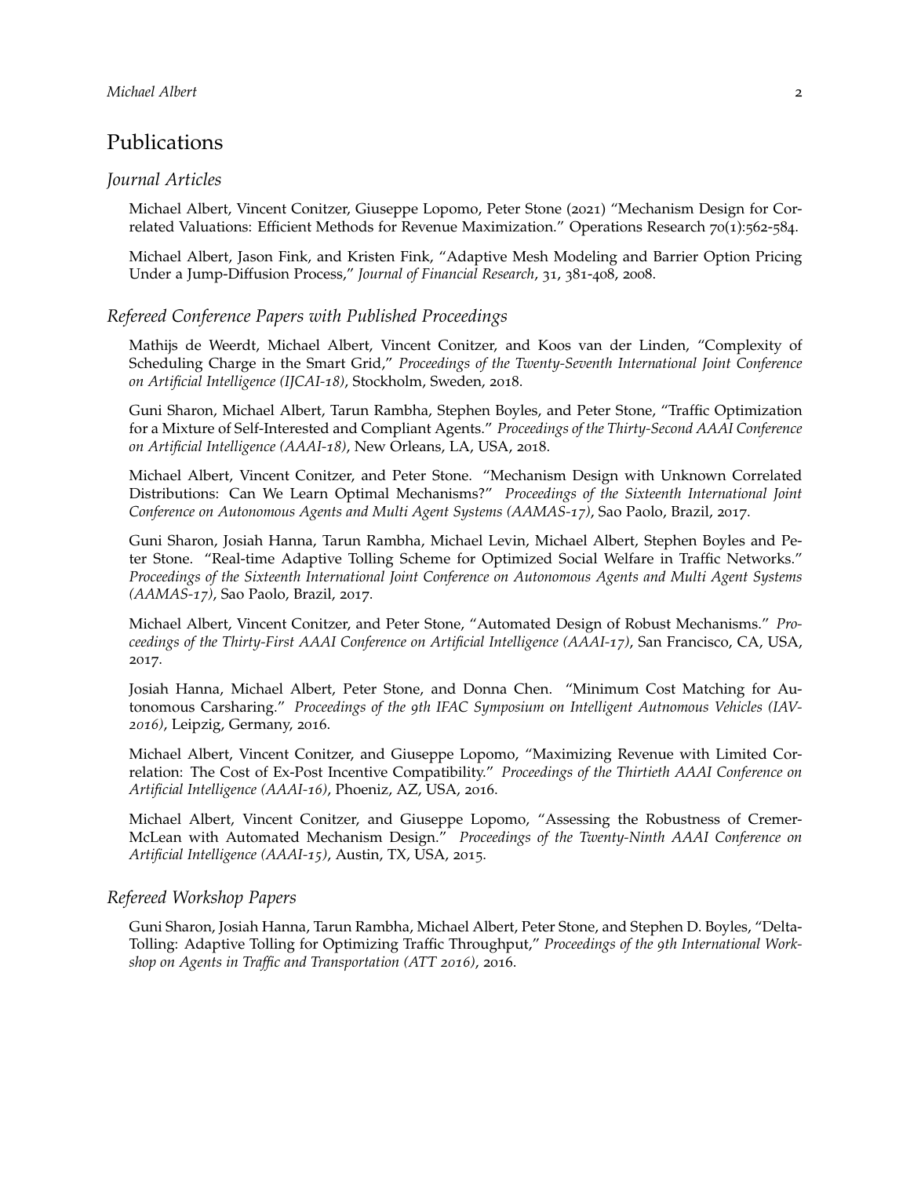## Publications

### *Journal Articles*

Michael Albert, Vincent Conitzer, Giuseppe Lopomo, Peter Stone (2021) "Mechanism Design for Correlated Valuations: Efficient Methods for Revenue Maximization." Operations Research 70(1):562-584.

Michael Albert, Jason Fink, and Kristen Fink, "Adaptive Mesh Modeling and Barrier Option Pricing Under a Jump-Diffusion Process," *Journal of Financial Research*, 31, 381-408, 2008.

### *Refereed Conference Papers with Published Proceedings*

Mathijs de Weerdt, Michael Albert, Vincent Conitzer, and Koos van der Linden, "Complexity of Scheduling Charge in the Smart Grid," *Proceedings of the Twenty-Seventh International Joint Conference on Artificial Intelligence (IJCAI-18)*, Stockholm, Sweden, 2018.

Guni Sharon, Michael Albert, Tarun Rambha, Stephen Boyles, and Peter Stone, "Traffic Optimization for a Mixture of Self-Interested and Compliant Agents." *Proceedings of the Thirty-Second AAAI Conference on Artificial Intelligence (AAAI-18)*, New Orleans, LA, USA, 2018.

Michael Albert, Vincent Conitzer, and Peter Stone. "Mechanism Design with Unknown Correlated Distributions: Can We Learn Optimal Mechanisms?" *Proceedings of the Sixteenth International Joint Conference on Autonomous Agents and Multi Agent Systems (AAMAS-17)*, Sao Paolo, Brazil, 2017.

Guni Sharon, Josiah Hanna, Tarun Rambha, Michael Levin, Michael Albert, Stephen Boyles and Peter Stone. "Real-time Adaptive Tolling Scheme for Optimized Social Welfare in Traffic Networks." *Proceedings of the Sixteenth International Joint Conference on Autonomous Agents and Multi Agent Systems (AAMAS-17)*, Sao Paolo, Brazil, 2017.

Michael Albert, Vincent Conitzer, and Peter Stone, "Automated Design of Robust Mechanisms." *Proceedings of the Thirty-First AAAI Conference on Artificial Intelligence (AAAI-17)*, San Francisco, CA, USA, 2017.

Josiah Hanna, Michael Albert, Peter Stone, and Donna Chen. "Minimum Cost Matching for Autonomous Carsharing." *Proceedings of the 9th IFAC Symposium on Intelligent Autnomous Vehicles (IAV-2016)*, Leipzig, Germany, 2016.

Michael Albert, Vincent Conitzer, and Giuseppe Lopomo, "Maximizing Revenue with Limited Correlation: The Cost of Ex-Post Incentive Compatibility." *Proceedings of the Thirtieth AAAI Conference on Artificial Intelligence (AAAI-16)*, Phoeniz, AZ, USA, 2016.

Michael Albert, Vincent Conitzer, and Giuseppe Lopomo, "Assessing the Robustness of Cremer-McLean with Automated Mechanism Design." *Proceedings of the Twenty-Ninth AAAI Conference on Artificial Intelligence (AAAI-15)*, Austin, TX, USA, 2015.

### *Refereed Workshop Papers*

Guni Sharon, Josiah Hanna, Tarun Rambha, Michael Albert, Peter Stone, and Stephen D. Boyles, "Delta-Tolling: Adaptive Tolling for Optimizing Traffic Throughput," *Proceedings of the 9th International Workshop on Agents in Traffic and Transportation (ATT 2016)*, 2016.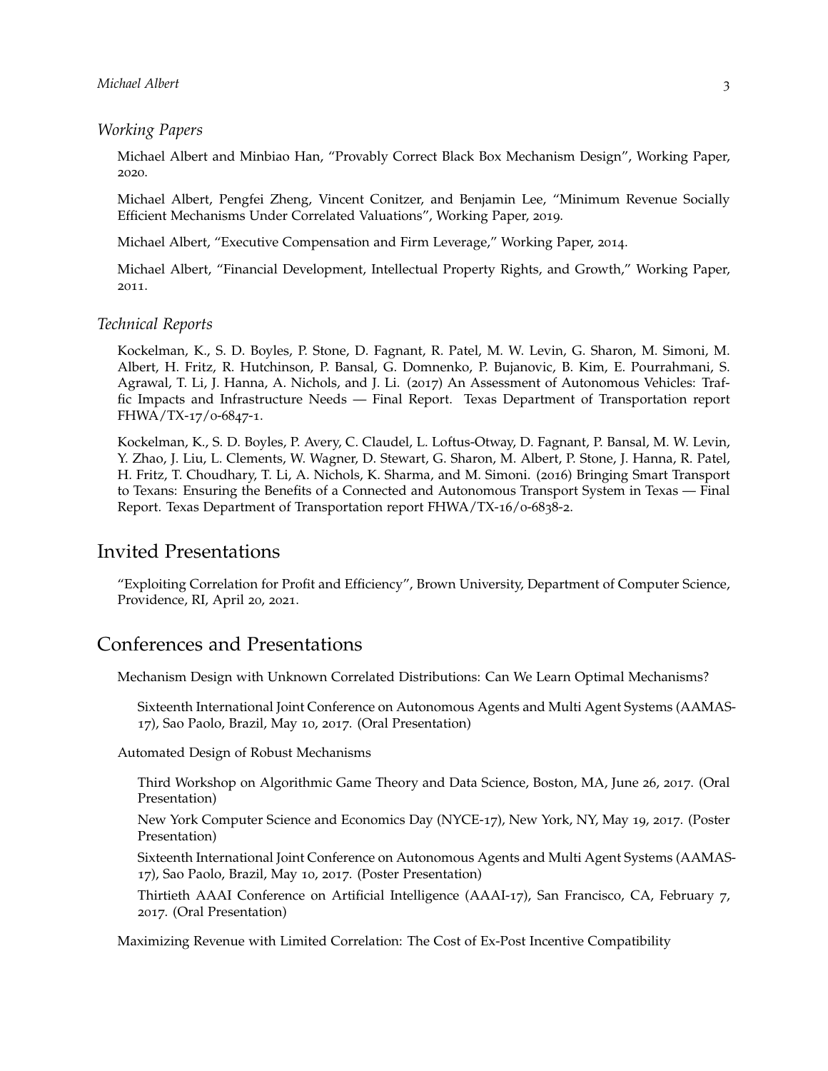### *Working Papers*

Michael Albert and Minbiao Han, "Provably Correct Black Box Mechanism Design", Working Paper, 2020.

Michael Albert, Pengfei Zheng, Vincent Conitzer, and Benjamin Lee, "Minimum Revenue Socially Efficient Mechanisms Under Correlated Valuations", Working Paper, 2019.

Michael Albert, "Executive Compensation and Firm Leverage," Working Paper, 2014.

Michael Albert, "Financial Development, Intellectual Property Rights, and Growth," Working Paper, 2011.

### *Technical Reports*

Kockelman, K., S. D. Boyles, P. Stone, D. Fagnant, R. Patel, M. W. Levin, G. Sharon, M. Simoni, M. Albert, H. Fritz, R. Hutchinson, P. Bansal, G. Domnenko, P. Bujanovic, B. Kim, E. Pourrahmani, S. Agrawal, T. Li, J. Hanna, A. Nichols, and J. Li. (2017) An Assessment of Autonomous Vehicles: Traffic Impacts and Infrastructure Needs — Final Report. Texas Department of Transportation report FHWA/TX-17/0-6847-1.

Kockelman, K., S. D. Boyles, P. Avery, C. Claudel, L. Loftus-Otway, D. Fagnant, P. Bansal, M. W. Levin, Y. Zhao, J. Liu, L. Clements, W. Wagner, D. Stewart, G. Sharon, M. Albert, P. Stone, J. Hanna, R. Patel, H. Fritz, T. Choudhary, T. Li, A. Nichols, K. Sharma, and M. Simoni. (2016) Bringing Smart Transport to Texans: Ensuring the Benefits of a Connected and Autonomous Transport System in Texas — Final Report. Texas Department of Transportation report FHWA/TX-16/0-6838-2.

## Invited Presentations

"Exploiting Correlation for Profit and Efficiency", Brown University, Department of Computer Science, Providence, RI, April 20, 2021.

## Conferences and Presentations

Mechanism Design with Unknown Correlated Distributions: Can We Learn Optimal Mechanisms?

- Sixteenth International Joint Conference on Autonomous Agents and Multi Agent Systems (AAMAS-17), Sao Paolo, Brazil, May 10, 2017. (Oral Presentation)

Automated Design of Robust Mechanisms

- Third Workshop on Algorithmic Game Theory and Data Science, Boston, MA, June 26, 2017. (Oral Presentation)
- New York Computer Science and Economics Day (NYCE-17), New York, NY, May 19, 2017. (Poster Presentation)
- Sixteenth International Joint Conference on Autonomous Agents and Multi Agent Systems (AAMAS-17), Sao Paolo, Brazil, May 10, 2017. (Poster Presentation)
- Thirtieth AAAI Conference on Artificial Intelligence (AAAI-17), San Francisco, CA, February 7, 2017. (Oral Presentation)

Maximizing Revenue with Limited Correlation: The Cost of Ex-Post Incentive Compatibility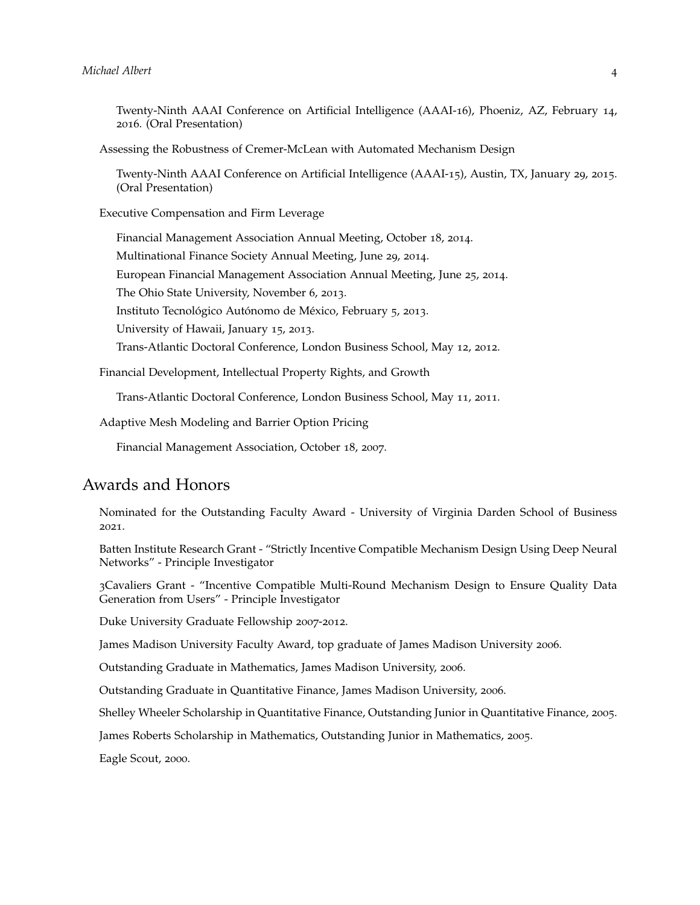Twenty-Ninth AAAI Conference on Artificial Intelligence (AAAI-16), Phoeniz, AZ, February 14, 2016. (Oral Presentation)

Assessing the Robustness of Cremer-McLean with Automated Mechanism Design

Twenty-Ninth AAAI Conference on Artificial Intelligence (AAAI-15), Austin, TX, January 29, 2015. (Oral Presentation)

Executive Compensation and Firm Leverage

Financial Management Association Annual Meeting, October 18, 2014.

Multinational Finance Society Annual Meeting, June 29, 2014.

European Financial Management Association Annual Meeting, June 25, 2014.

The Ohio State University, November 6, 2013.

Instituto Tecnológico Autónomo de México, February 5, 2013.

University of Hawaii, January 15, 2013.

Trans-Atlantic Doctoral Conference, London Business School, May 12, 2012.

Financial Development, Intellectual Property Rights, and Growth

Trans-Atlantic Doctoral Conference, London Business School, May 11, 2011.

Adaptive Mesh Modeling and Barrier Option Pricing

Financial Management Association, October 18, 2007.

## Awards and Honors

Nominated for the Outstanding Faculty Award - University of Virginia Darden School of Business 2021.

Batten Institute Research Grant - "Strictly Incentive Compatible Mechanism Design Using Deep Neural Networks" - Principle Investigator

3Cavaliers Grant - "Incentive Compatible Multi-Round Mechanism Design to Ensure Quality Data Generation from Users" - Principle Investigator

Duke University Graduate Fellowship 2007-2012.

James Madison University Faculty Award, top graduate of James Madison University 2006.

Outstanding Graduate in Mathematics, James Madison University, 2006.

Outstanding Graduate in Quantitative Finance, James Madison University, 2006.

Shelley Wheeler Scholarship in Quantitative Finance, Outstanding Junior in Quantitative Finance, 2005.

James Roberts Scholarship in Mathematics, Outstanding Junior in Mathematics, 2005.

Eagle Scout, 2000.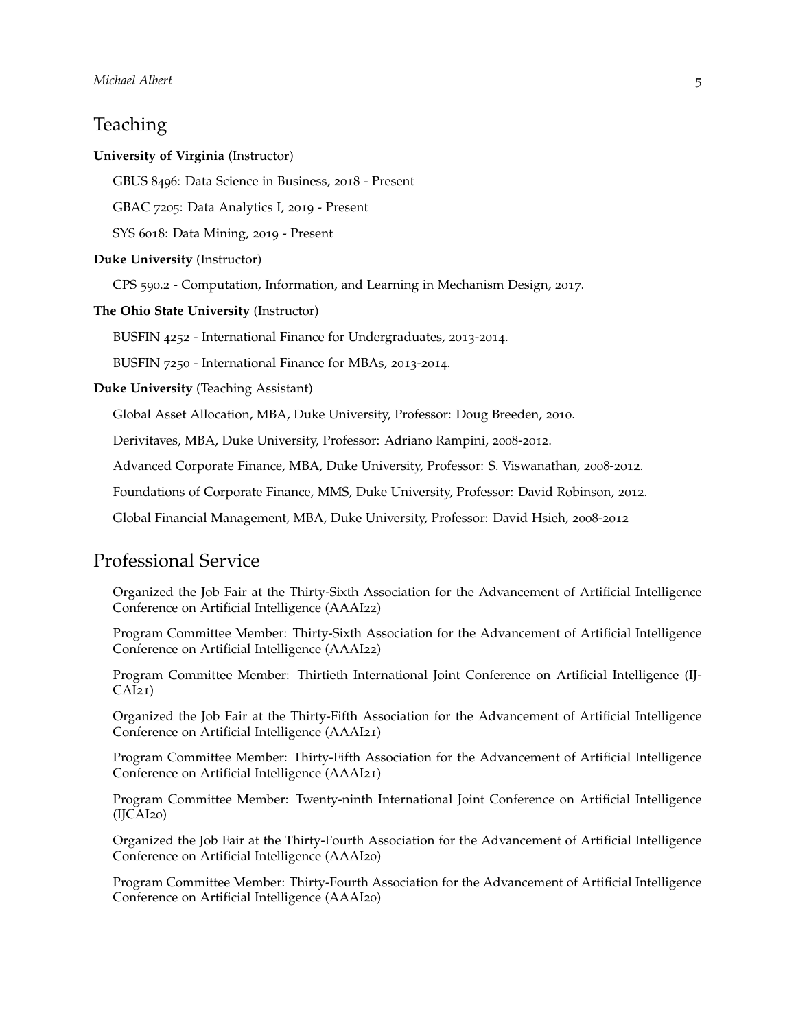## Teaching

**University of Virginia** (Instructor)

GBUS 8496: Data Science in Business, 2018 - Present

GBAC 7205: Data Analytics I, 2019 - Present

SYS 6018: Data Mining, 2019 - Present

**Duke University** (Instructor)

CPS 590.2 - Computation, Information, and Learning in Mechanism Design, 2017.

**The Ohio State University** (Instructor)

BUSFIN 4252 - International Finance for Undergraduates, 2013-2014.

BUSFIN 7250 - International Finance for MBAs, 2013-2014.

**Duke University** (Teaching Assistant)

Global Asset Allocation, MBA, Duke University, Professor: Doug Breeden, 2010.

Derivitaves, MBA, Duke University, Professor: Adriano Rampini, 2008-2012.

Advanced Corporate Finance, MBA, Duke University, Professor: S. Viswanathan, 2008-2012.

Foundations of Corporate Finance, MMS, Duke University, Professor: David Robinson, 2012.

Global Financial Management, MBA, Duke University, Professor: David Hsieh, 2008-2012

## Professional Service

Organized the Job Fair at the Thirty-Sixth Association for the Advancement of Artificial Intelligence Conference on Artificial Intelligence (AAAI22)

Program Committee Member: Thirty-Sixth Association for the Advancement of Artificial Intelligence Conference on Artificial Intelligence (AAAI22)

Program Committee Member: Thirtieth International Joint Conference on Artificial Intelligence (IJCAI21)

Organized the Job Fair at the Thirty-Fifth Association for the Advancement of Artificial Intelligence Conference on Artificial Intelligence (AAAI21)

Program Committee Member: Thirty-Fifth Association for the Advancement of Artificial Intelligence Conference on Artificial Intelligence (AAAI21)

Program Committee Member: Twenty-ninth International Joint Conference on Artificial Intelligence (IJCAI20)

Organized the Job Fair at the Thirty-Fourth Association for the Advancement of Artificial Intelligence Conference on Artificial Intelligence (AAAI20)

Program Committee Member: Thirty-Fourth Association for the Advancement of Artificial Intelligence Conference on Artificial Intelligence (AAAI20)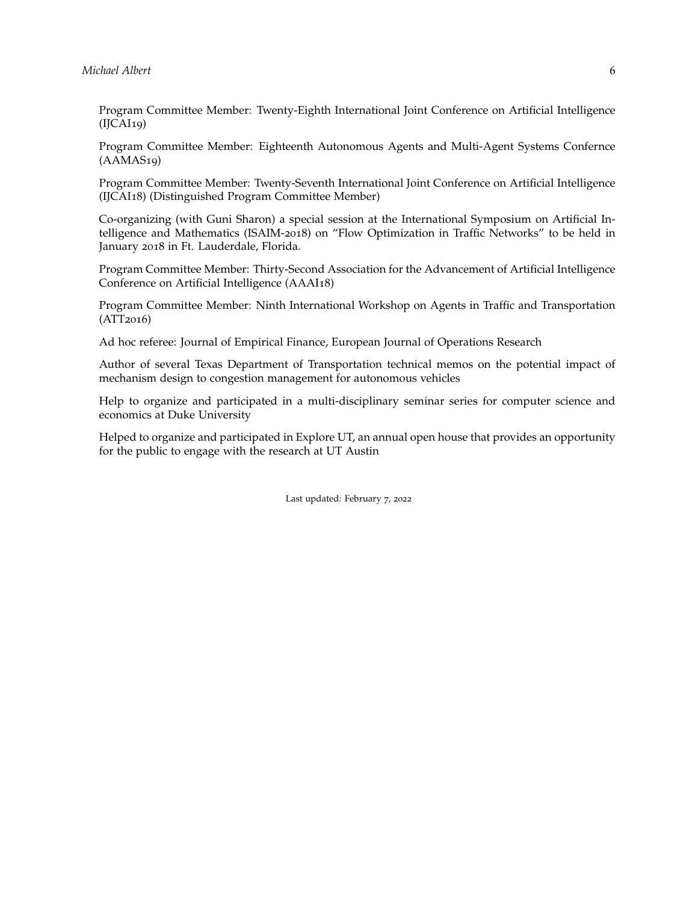Program Committee Member: Twenty-Eighth International Joint Conference on Artificial Intelligence (IJCAI19)

Program Committee Member: Eighteenth Autonomous Agents and Multi-Agent Systems Confernce (AAMAS19)

Program Committee Member: Twenty-Seventh International Joint Conference on Artificial Intelligence (IJCAI18) (Distinguished Program Committee Member)

Co-organizing (with Guni Sharon) a special session at the International Symposium on Artificial Intelligence and Mathematics (ISAIM-2018) on "Flow Optimization in Traffic Networks" to be held in January 2018 in Ft. Lauderdale, Florida.

Program Committee Member: Thirty-Second Association for the Advancement of Artificial Intelligence Conference on Artificial Intelligence (AAAI18)

Program Committee Member: Ninth International Workshop on Agents in Traffic and Transportation (ATT2016)

Ad hoc referee: Journal of Empirical Finance, European Journal of Operations Research

Author of several Texas Department of Transportation technical memos on the potential impact of mechanism design to congestion management for autonomous vehicles

Help to organize and participated in a multi-disciplinary seminar series for computer science and economics at Duke University

Helped to organize and participated in Explore UT, an annual open house that provides an opportunity for the public to engage with the research at UT Austin

Last updated: February 7, 2022